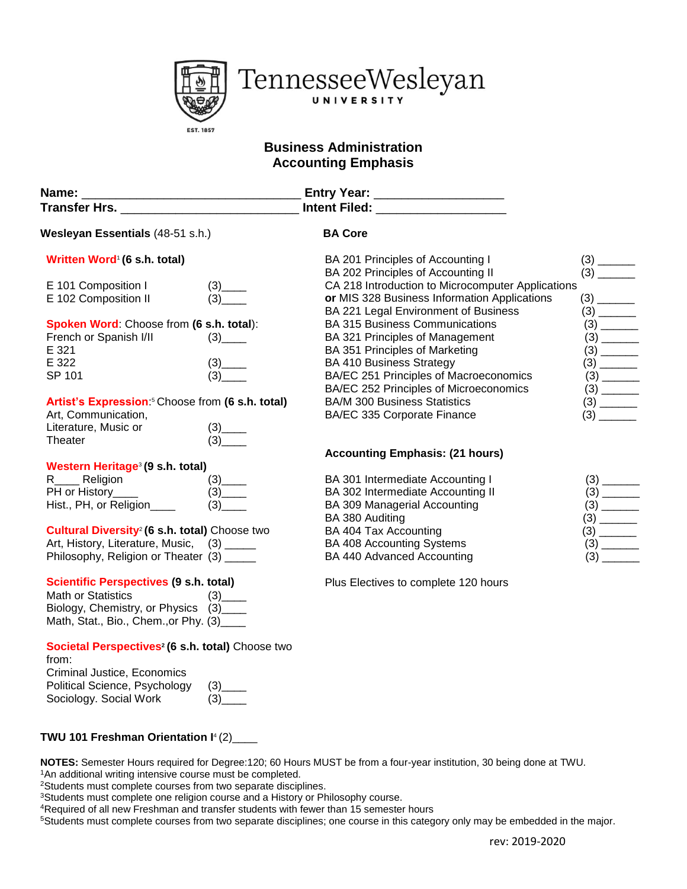# Tennessee Wesleyan University

EST. 1857

## Business Administration
## Accounting Emphasis

**Name:** ______________________________ **Entry Year:** __________________
**Transfer Hrs.** __________________________ **Intent Filed:** __________________

### Wesleyan Essentials (48-51 s.h.)

**Written Word**[1] **(6 s.h. total)**

E 101 Composition I (3)____
E 102 Composition II (3)____

**Spoken Word**: Choose from **(6 s.h. total)**:
French or Spanish I/II (3)____
E 321
E 322 (3)____
SP 101 (3)____

**Artist's Expression**:[5] Choose from **(6 s.h. total)**
Art, Communication,
Literature, Music or (3)____
Theater (3)____

**Western Heritage**[3] **(9 s.h. total)**
R____ Religion (3)____
PH or History____ (3)____
Hist., PH, or Religion____ (3)____

**Cultural Diversity**[2] **(6 s.h. total)** Choose two
Art, History, Literature, Music, (3) _____
Philosophy, Religion or Theater (3) _____

**Scientific Perspectives (9 s.h. total)**
Math or Statistics (3)____
Biology, Chemistry, or Physics (3)____
Math, Stat., Bio., Chem.,or Phy. (3)____

**Societal Perspectives**[2] **(6 s.h. total)** Choose two from:
Criminal Justice, Economics
Political Science, Psychology (3)____
Sociology. Social Work (3)____

### BA Core

BA 201 Principles of Accounting I (3) ______
BA 202 Principles of Accounting II (3) ______
CA 218 Introduction to Microcomputer Applications
**or** MIS 328 Business Information Applications (3) ______
BA 221 Legal Environment of Business (3) ______
BA 315 Business Communications (3) ______
BA 321 Principles of Management (3) ______
BA 351 Principles of Marketing (3) ______
BA 410 Business Strategy (3) ______
BA/EC 251 Principles of Macroeconomics (3) ______
BA/EC 252 Principles of Microeconomics (3) ______
BA/M 300 Business Statistics (3) ______
BA/EC 335 Corporate Finance (3) ______

### Accounting Emphasis: (21 hours)

BA 301 Intermediate Accounting I (3) ______
BA 302 Intermediate Accounting II (3) ______
BA 309 Managerial Accounting (3) ______
BA 380 Auditing (3) ______
BA 404 Tax Accounting (3) ______
BA 408 Accounting Systems (3) ______
BA 440 Advanced Accounting (3) ______

Plus Electives to complete 120 hours

**TWU 101 Freshman Orientation I**[4] (2)____

**NOTES:** Semester Hours required for Degree:120; 60 Hours MUST be from a four-year institution, 30 being done at TWU.
[1]An additional writing intensive course must be completed.
[2]Students must complete courses from two separate disciplines.
[3]Students must complete one religion course and a History or Philosophy course.
[4]Required of all new Freshman and transfer students with fewer than 15 semester hours
[5]Students must complete courses from two separate disciplines; one course in this category only may be embedded in the major.

rev: 2019-2020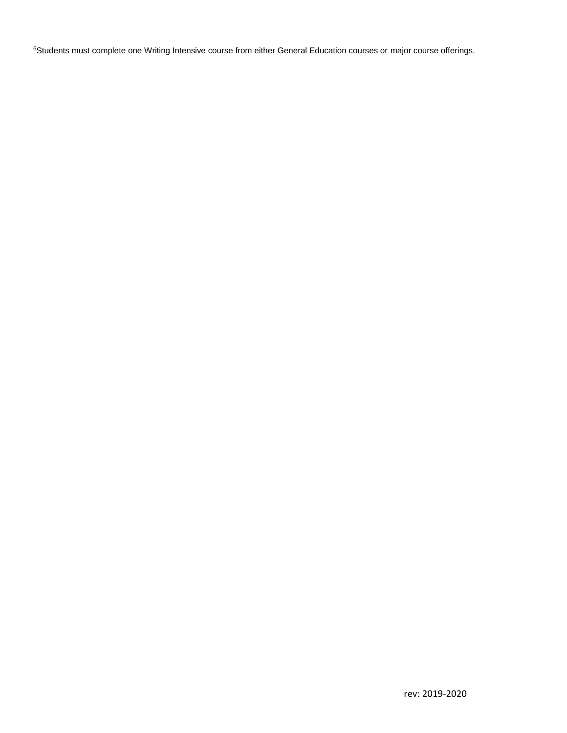[6]Students must complete one Writing Intensive course from either General Education courses or major course offerings.

rev: 2019-2020